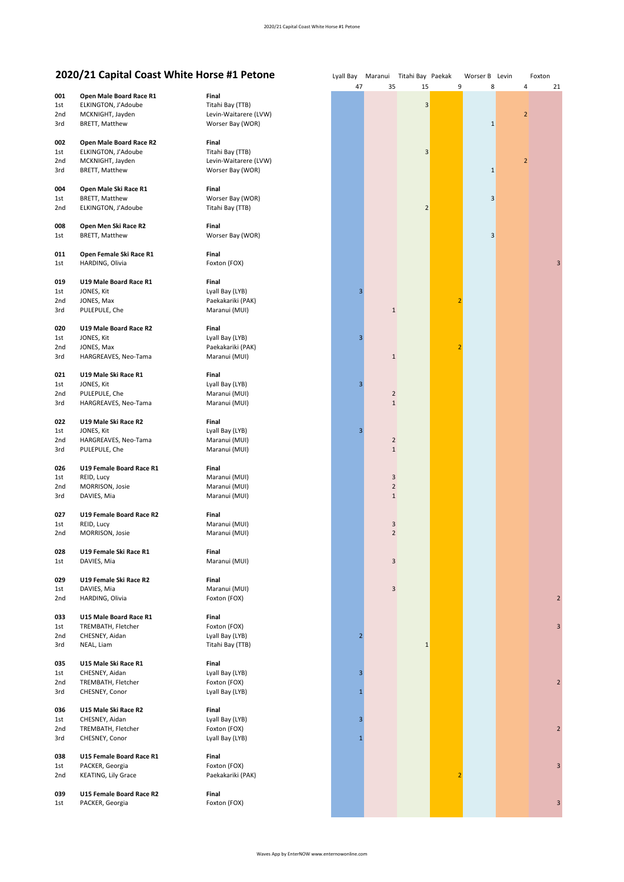# 2020/21 Capital Coast White Horse #1 Petone

| | | | Lyall Bay | Maranui | Titahi Bay | Paekak | Worser B | Levin | Foxton |
|---|---|---|---|---|---|---|---|---|---|
| | | | 47 | 35 | 15 | 9 | 8 | 4 | 21 |
| **001** | **Open Male Board Race R1** | **Final** | | | | | | | |
| 1st | ELKINGTON, J'Adoube | Titahi Bay (TTB) | | | 3 | | | | |
| 2nd | MCKNIGHT, Jayden | Levin-Waitarere (LVW) | | | | | | 2 | |
| 3rd | BRETT, Matthew | Worser Bay (WOR) | | | | | 1 | | |
| **002** | **Open Male Board Race R2** | **Final** | | | | | | | |
| 1st | ELKINGTON, J'Adoube | Titahi Bay (TTB) | | | 3 | | | | |
| 2nd | MCKNIGHT, Jayden | Levin-Waitarere (LVW) | | | | | | 2 | |
| 3rd | BRETT, Matthew | Worser Bay (WOR) | | | | | 1 | | |
| **004** | **Open Male Ski Race R1** | **Final** | | | | | | | |
| 1st | BRETT, Matthew | Worser Bay (WOR) | | | | | 3 | | |
| 2nd | ELKINGTON, J'Adoube | Titahi Bay (TTB) | | | 2 | | | | |
| **008** | **Open Men Ski Race R2** | **Final** | | | | | | | |
| 1st | BRETT, Matthew | Worser Bay (WOR) | | | | | 3 | | |
| **011** | **Open Female Ski Race R1** | **Final** | | | | | | | |
| 1st | HARDING, Olivia | Foxton (FOX) | | | | | | | 3 |
| **019** | **U19 Male Board Race R1** | **Final** | | | | | | | |
| 1st | JONES, Kit | Lyall Bay (LYB) | 3 | | | | | | |
| 2nd | JONES, Max | Paekakariki (PAK) | | | | 2 | | | |
| 3rd | PULEPULE, Che | Maranui (MUI) | | 1 | | | | | |
| **020** | **U19 Male Board Race R2** | **Final** | | | | | | | |
| 1st | JONES, Kit | Lyall Bay (LYB) | 3 | | | | | | |
| 2nd | JONES, Max | Paekakariki (PAK) | | | | 2 | | | |
| 3rd | HARGREAVES, Neo-Tama | Maranui (MUI) | | 1 | | | | | |
| **021** | **U19 Male Ski Race R1** | **Final** | | | | | | | |
| 1st | JONES, Kit | Lyall Bay (LYB) | 3 | | | | | | |
| 2nd | PULEPULE, Che | Maranui (MUI) | | 2 | | | | | |
| 3rd | HARGREAVES, Neo-Tama | Maranui (MUI) | | 1 | | | | | |
| **022** | **U19 Male Ski Race R2** | **Final** | | | | | | | |
| 1st | JONES, Kit | Lyall Bay (LYB) | 3 | | | | | | |
| 2nd | HARGREAVES, Neo-Tama | Maranui (MUI) | | 2 | | | | | |
| 3rd | PULEPULE, Che | Maranui (MUI) | | 1 | | | | | |
| **026** | **U19 Female Board Race R1** | **Final** | | | | | | | |
| 1st | REID, Lucy | Maranui (MUI) | | 3 | | | | | |
| 2nd | MORRISON, Josie | Maranui (MUI) | | 2 | | | | | |
| 3rd | DAVIES, Mia | Maranui (MUI) | | 1 | | | | | |
| **027** | **U19 Female Board Race R2** | **Final** | | | | | | | |
| 1st | REID, Lucy | Maranui (MUI) | | 3 | | | | | |
| 2nd | MORRISON, Josie | Maranui (MUI) | | 2 | | | | | |
| **028** | **U19 Female Ski Race R1** | **Final** | | | | | | | |
| 1st | DAVIES, Mia | Maranui (MUI) | | 3 | | | | | |
| **029** | **U19 Female Ski Race R2** | **Final** | | | | | | | |
| 1st | DAVIES, Mia | Maranui (MUI) | | 3 | | | | | |
| 2nd | HARDING, Olivia | Foxton (FOX) | | | | | | | 2 |
| **033** | **U15 Male Board Race R1** | **Final** | | | | | | | |
| 1st | TREMBATH, Fletcher | Foxton (FOX) | | | | | | | 3 |
| 2nd | CHESNEY, Aidan | Lyall Bay (LYB) | 2 | | | | | | |
| 3rd | NEAL, Liam | Titahi Bay (TTB) | | | 1 | | | | |
| **035** | **U15 Male Ski Race R1** | **Final** | | | | | | | |
| 1st | CHESNEY, Aidan | Lyall Bay (LYB) | 3 | | | | | | |
| 2nd | TREMBATH, Fletcher | Foxton (FOX) | | | | | | | 2 |
| 3rd | CHESNEY, Conor | Lyall Bay (LYB) | 1 | | | | | | |
| **036** | **U15 Male Ski Race R2** | **Final** | | | | | | | |
| 1st | CHESNEY, Aidan | Lyall Bay (LYB) | 3 | | | | | | |
| 2nd | TREMBATH, Fletcher | Foxton (FOX) | | | | | | | 2 |
| 3rd | CHESNEY, Conor | Lyall Bay (LYB) | 1 | | | | | | |
| **038** | **U15 Female Board Race R1** | **Final** | | | | | | | |
| 1st | PACKER, Georgia | Foxton (FOX) | | | | | | | 3 |
| 2nd | KEATING, Lily Grace | Paekakariki (PAK) | | | | 2 | | | |
| **039** | **U15 Female Board Race R2** | **Final** | | | | | | | |
| 1st | PACKER, Georgia | Foxton (FOX) | | | | | | | 3 |

Waves App by EnterNOW www.enternowonline.com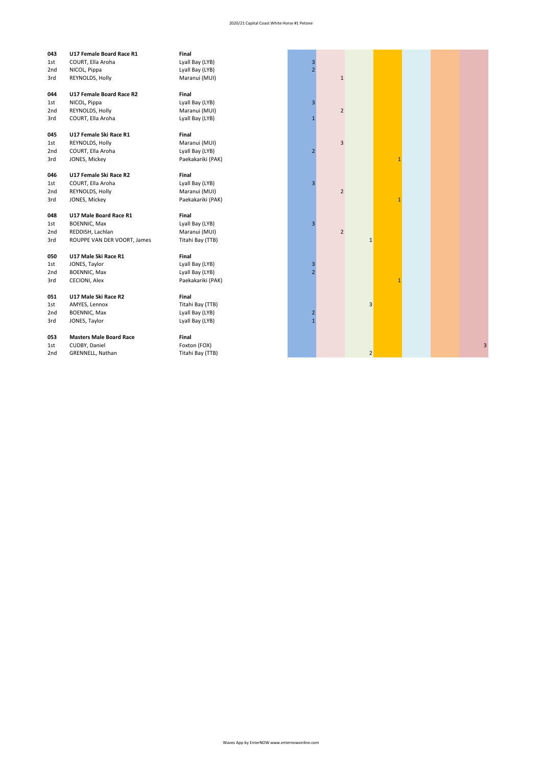| | | | | | | | | | |
|---|---|---|---|---|---|---|---|---|---|
| **043** | **U17 Female Board Race R1** | **Final** | | | | | | | |
| 1st | COURT, Ella Aroha | Lyall Bay (LYB) | 3 | | | | | | |
| 2nd | NICOL, Pippa | Lyall Bay (LYB) | 2 | | | | | | |
| 3rd | REYNOLDS, Holly | Maranui (MUI) | | 1 | | | | | |
| | | | | | | | | | |
| **044** | **U17 Female Board Race R2** | **Final** | | | | | | | |
| 1st | NICOL, Pippa | Lyall Bay (LYB) | 3 | | | | | | |
| 2nd | REYNOLDS, Holly | Maranui (MUI) | | 2 | | | | | |
| 3rd | COURT, Ella Aroha | Lyall Bay (LYB) | 1 | | | | | | |
| | | | | | | | | | |
| **045** | **U17 Female Ski Race R1** | **Final** | | | | | | | |
| 1st | REYNOLDS, Holly | Maranui (MUI) | | 3 | | | | | |
| 2nd | COURT, Ella Aroha | Lyall Bay (LYB) | 2 | | | | | | |
| 3rd | JONES, Mickey | Paekakariki (PAK) | | | | 1 | | | |
| | | | | | | | | | |
| **046** | **U17 Female Ski Race R2** | **Final** | | | | | | | |
| 1st | COURT, Ella Aroha | Lyall Bay (LYB) | 3 | | | | | | |
| 2nd | REYNOLDS, Holly | Maranui (MUI) | | 2 | | | | | |
| 3rd | JONES, Mickey | Paekakariki (PAK) | | | | 1 | | | |
| | | | | | | | | | |
| **048** | **U17 Male Board Race R1** | **Final** | | | | | | | |
| 1st | BOENNIC, Max | Lyall Bay (LYB) | 3 | | | | | | |
| 2nd | REDDISH, Lachlan | Maranui (MUI) | | 2 | | | | | |
| 3rd | ROUPPE VAN DER VOORT, James | Titahi Bay (TTB) | | | 1 | | | | |
| | | | | | | | | | |
| **050** | **U17 Male Ski Race R1** | **Final** | | | | | | | |
| 1st | JONES, Taylor | Lyall Bay (LYB) | 3 | | | | | | |
| 2nd | BOENNIC, Max | Lyall Bay (LYB) | 2 | | | | | | |
| 3rd | CECIONI, Alex | Paekakariki (PAK) | | | | 1 | | | |
| | | | | | | | | | |
| **051** | **U17 Male Ski Race R2** | **Final** | | | | | | | |
| 1st | AMYES, Lennox | Titahi Bay (TTB) | | | 3 | | | | |
| 2nd | BOENNIC, Max | Lyall Bay (LYB) | 2 | | | | | | |
| 3rd | JONES, Taylor | Lyall Bay (LYB) | 1 | | | | | | |
| | | | | | | | | | |
| **053** | **Masters Male Board Race** | **Final** | | | | | | | |
| 1st | CUDBY, Daniel | Foxton (FOX) | | | | | | | 3 |
| 2nd | GRENNELL, Nathan | Titahi Bay (TTB) | | | 2 | | | | |